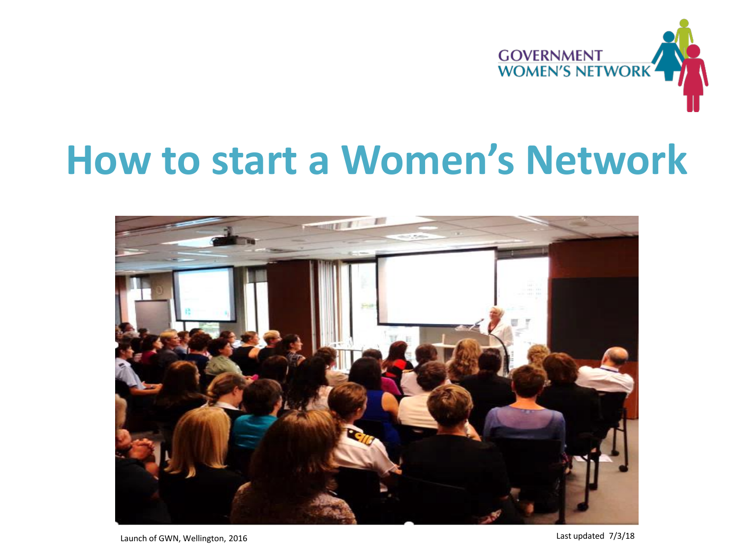GOVERNMENT WOMEN'S NETWORK

# How to start a Women's Network

Launch of GWN, Wellington, 2016

Last updated 7/3/18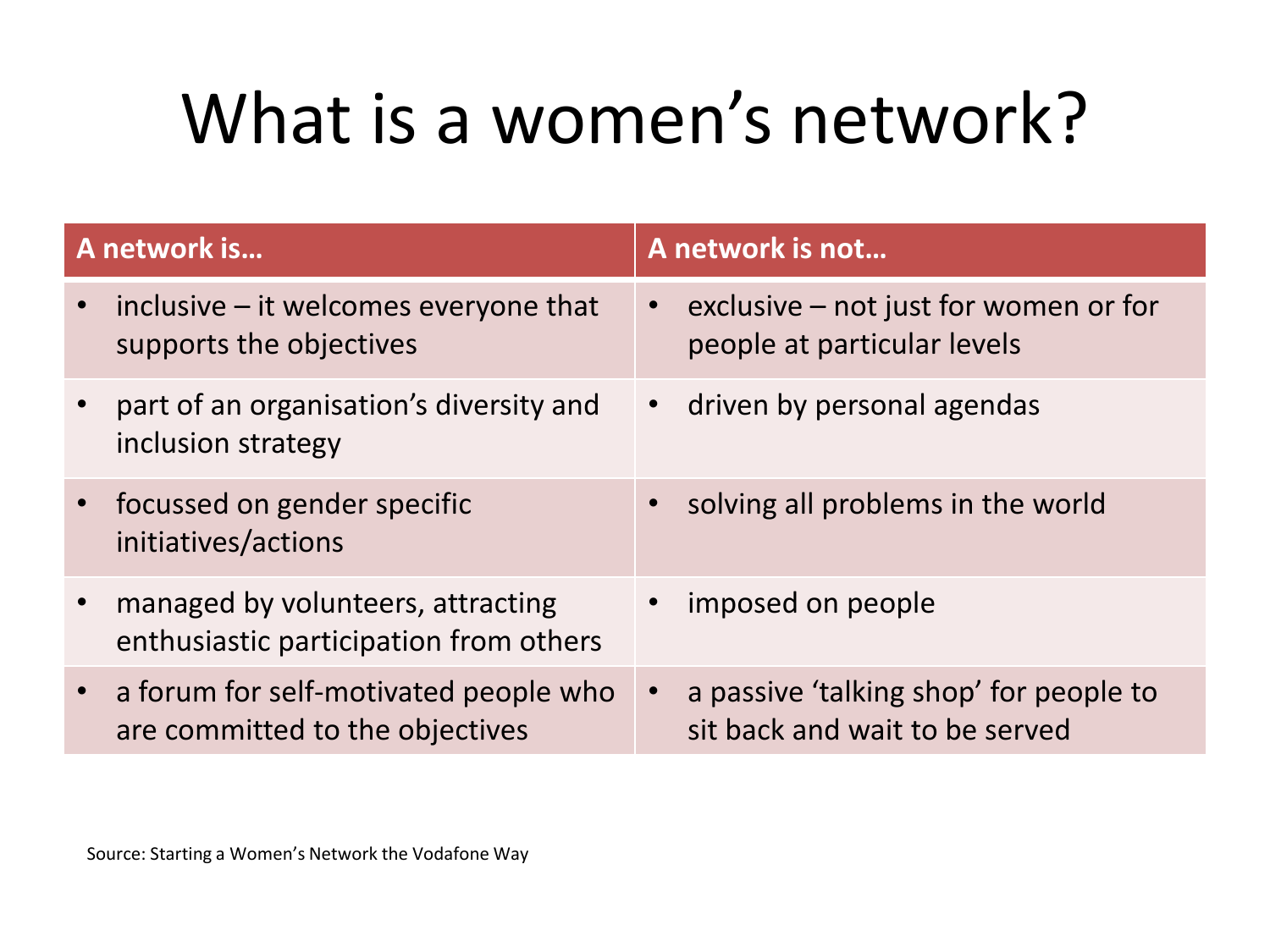# What is a women's network?

| A network is… | A network is not… |
| --- | --- |
| • inclusive – it welcomes everyone that supports the objectives | • exclusive – not just for women or for people at particular levels |
| • part of an organisation's diversity and inclusion strategy | • driven by personal agendas |
| • focussed on gender specific initiatives/actions | • solving all problems in the world |
| • managed by volunteers, attracting enthusiastic participation from others | • imposed on people |
| • a forum for self-motivated people who are committed to the objectives | • a passive 'talking shop' for people to sit back and wait to be served |

Source: Starting a Women's Network the Vodafone Way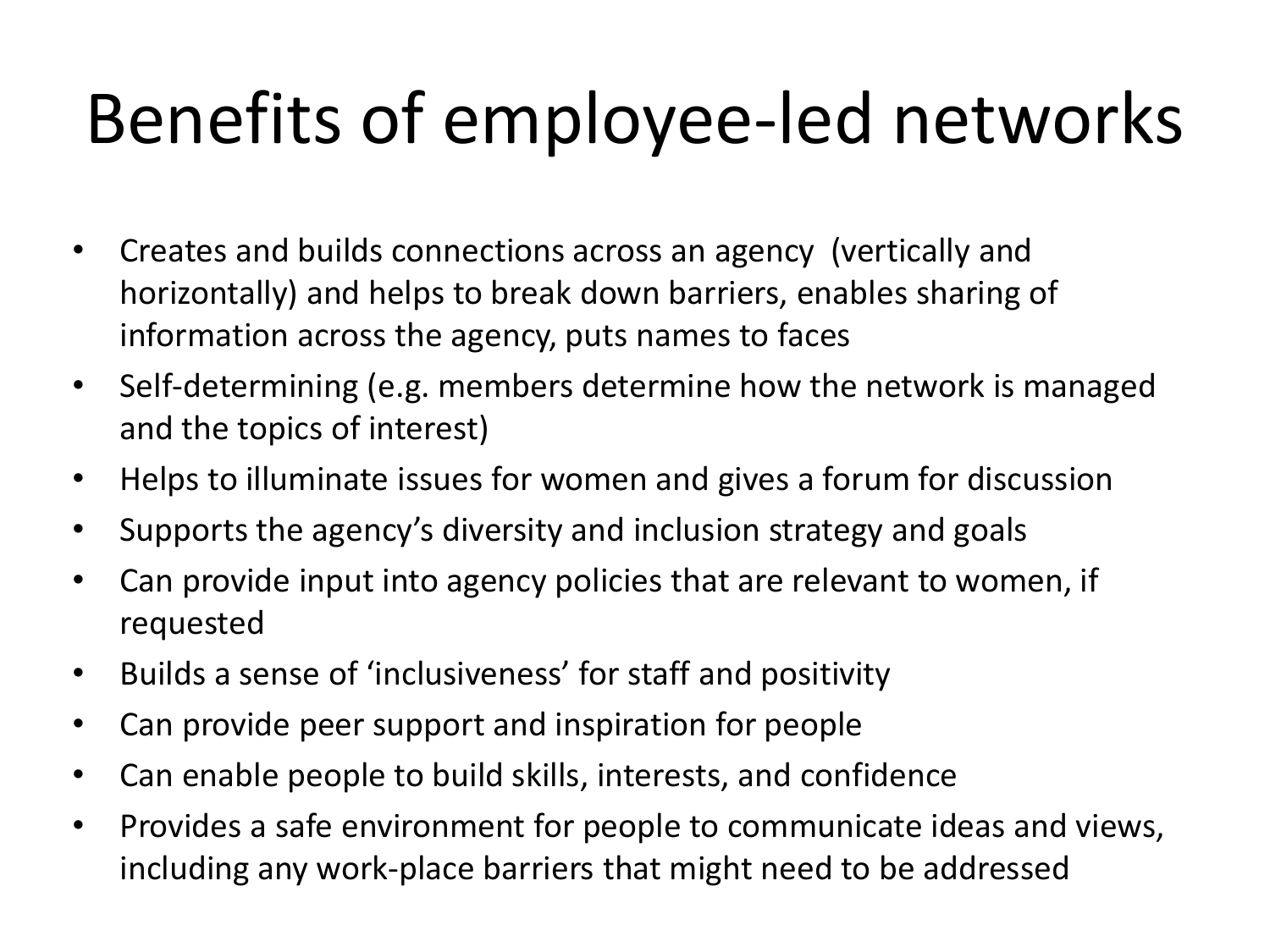# Benefits of employee-led networks

- Creates and builds connections across an agency (vertically and horizontally) and helps to break down barriers, enables sharing of information across the agency, puts names to faces
- Self-determining (e.g. members determine how the network is managed and the topics of interest)
- Helps to illuminate issues for women and gives a forum for discussion
- Supports the agency's diversity and inclusion strategy and goals
- Can provide input into agency policies that are relevant to women, if requested
- Builds a sense of 'inclusiveness' for staff and positivity
- Can provide peer support and inspiration for people
- Can enable people to build skills, interests, and confidence
- Provides a safe environment for people to communicate ideas and views, including any work-place barriers that might need to be addressed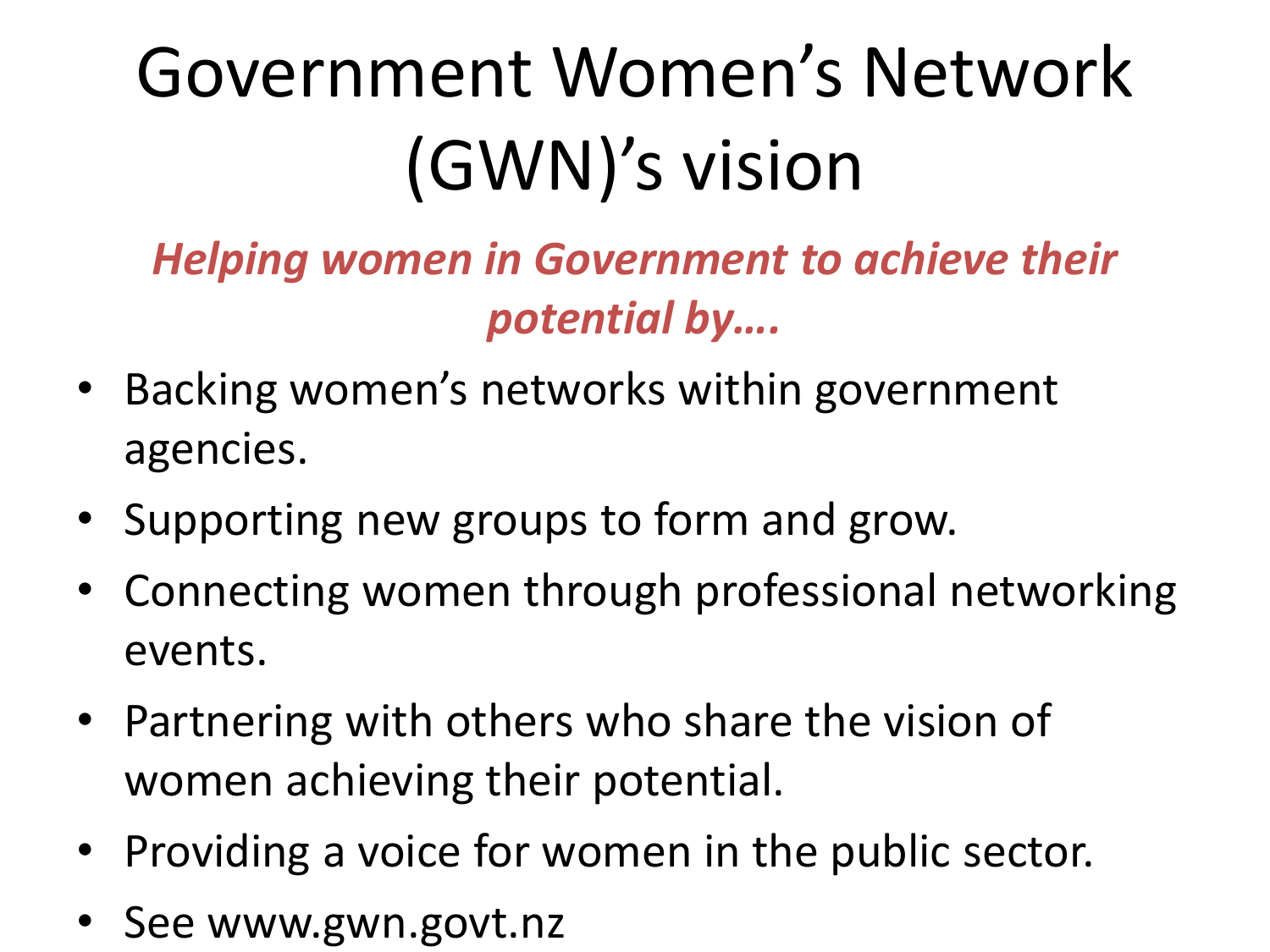# Government Women's Network (GWN)'s vision

***Helping women in Government to achieve their potential by….***

- Backing women's networks within government agencies.
- Supporting new groups to form and grow.
- Connecting women through professional networking events.
- Partnering with others who share the vision of women achieving their potential.
- Providing a voice for women in the public sector.
- See www.gwn.govt.nz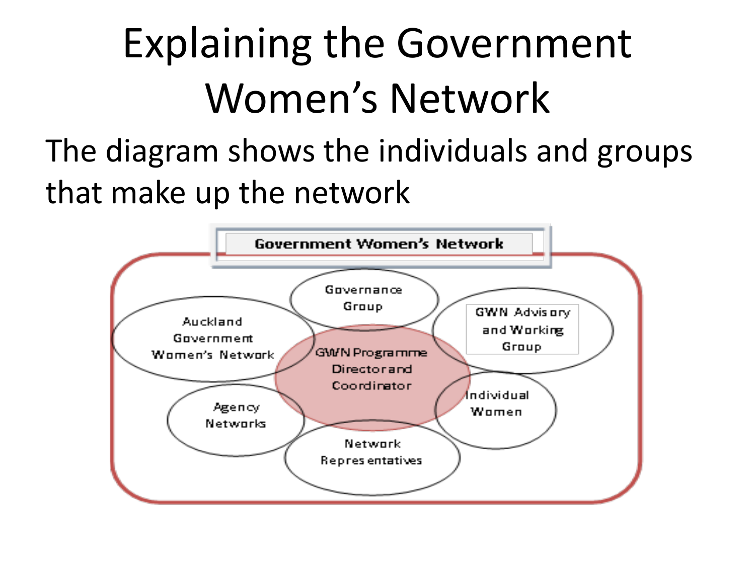# Explaining the Government Women's Network

The diagram shows the individuals and groups that make up the network

Government Women's Network

Governance Group

Auckland Government Women's Network

GWN Advisory and Working Group

GWN Programme Director and Coordinator

Agency Networks

Individual Women

Network Representatives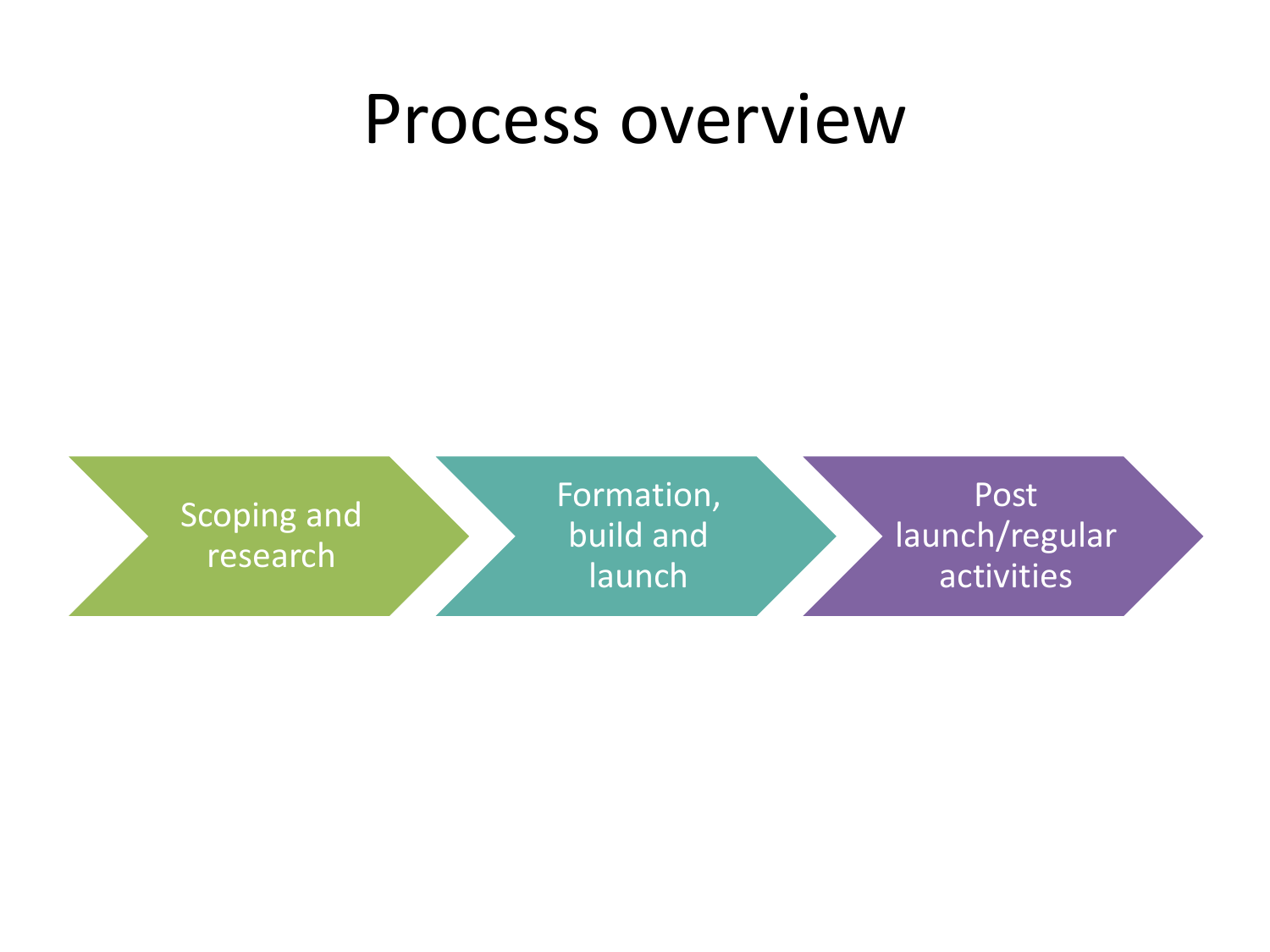# Process overview

1. Scoping and research
2. Formation, build and launch
3. Post launch/regular activities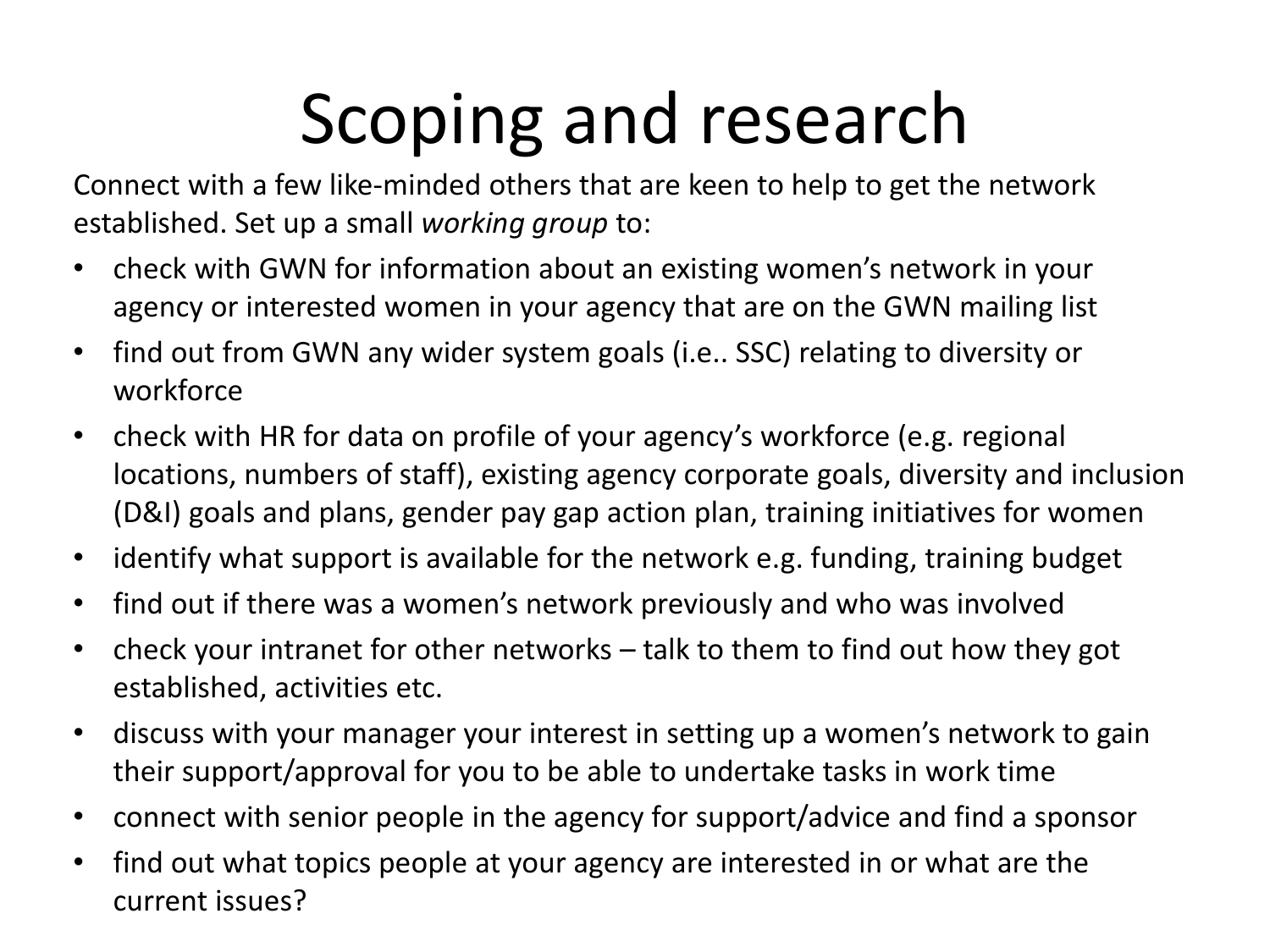# Scoping and research

Connect with a few like-minded others that are keen to help to get the network established. Set up a small *working group* to:

- check with GWN for information about an existing women's network in your agency or interested women in your agency that are on the GWN mailing list
- find out from GWN any wider system goals (i.e.. SSC) relating to diversity or workforce
- check with HR for data on profile of your agency's workforce (e.g. regional locations, numbers of staff), existing agency corporate goals, diversity and inclusion (D&I) goals and plans, gender pay gap action plan, training initiatives for women
- identify what support is available for the network e.g. funding, training budget
- find out if there was a women's network previously and who was involved
- check your intranet for other networks – talk to them to find out how they got established, activities etc.
- discuss with your manager your interest in setting up a women's network to gain their support/approval for you to be able to undertake tasks in work time
- connect with senior people in the agency for support/advice and find a sponsor
- find out what topics people at your agency are interested in or what are the current issues?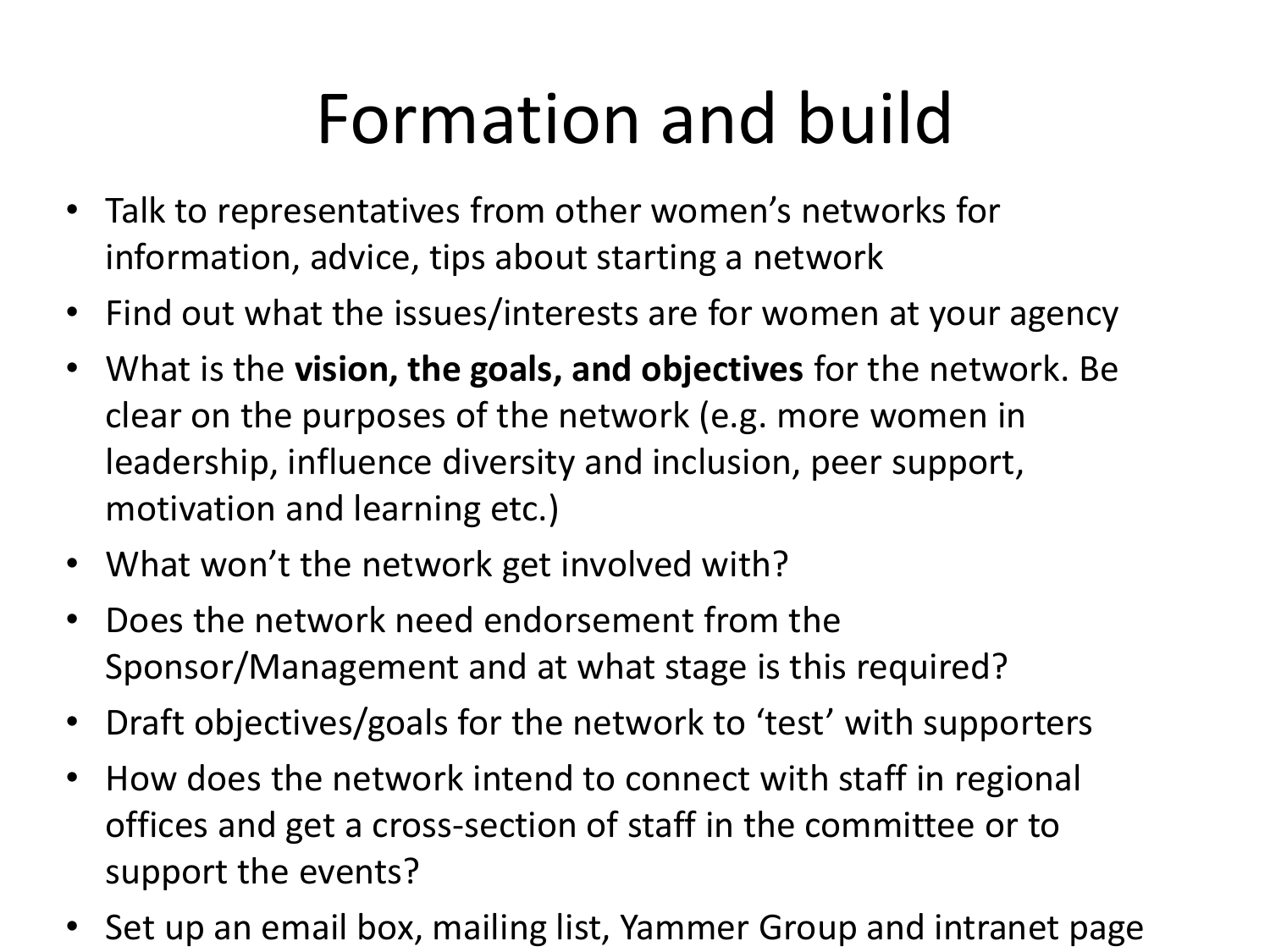# Formation and build

- Talk to representatives from other women's networks for information, advice, tips about starting a network
- Find out what the issues/interests are for women at your agency
- What is the **vision, the goals, and objectives** for the network. Be clear on the purposes of the network (e.g. more women in leadership, influence diversity and inclusion, peer support, motivation and learning etc.)
- What won't the network get involved with?
- Does the network need endorsement from the Sponsor/Management and at what stage is this required?
- Draft objectives/goals for the network to 'test' with supporters
- How does the network intend to connect with staff in regional offices and get a cross-section of staff in the committee or to support the events?
- Set up an email box, mailing list, Yammer Group and intranet page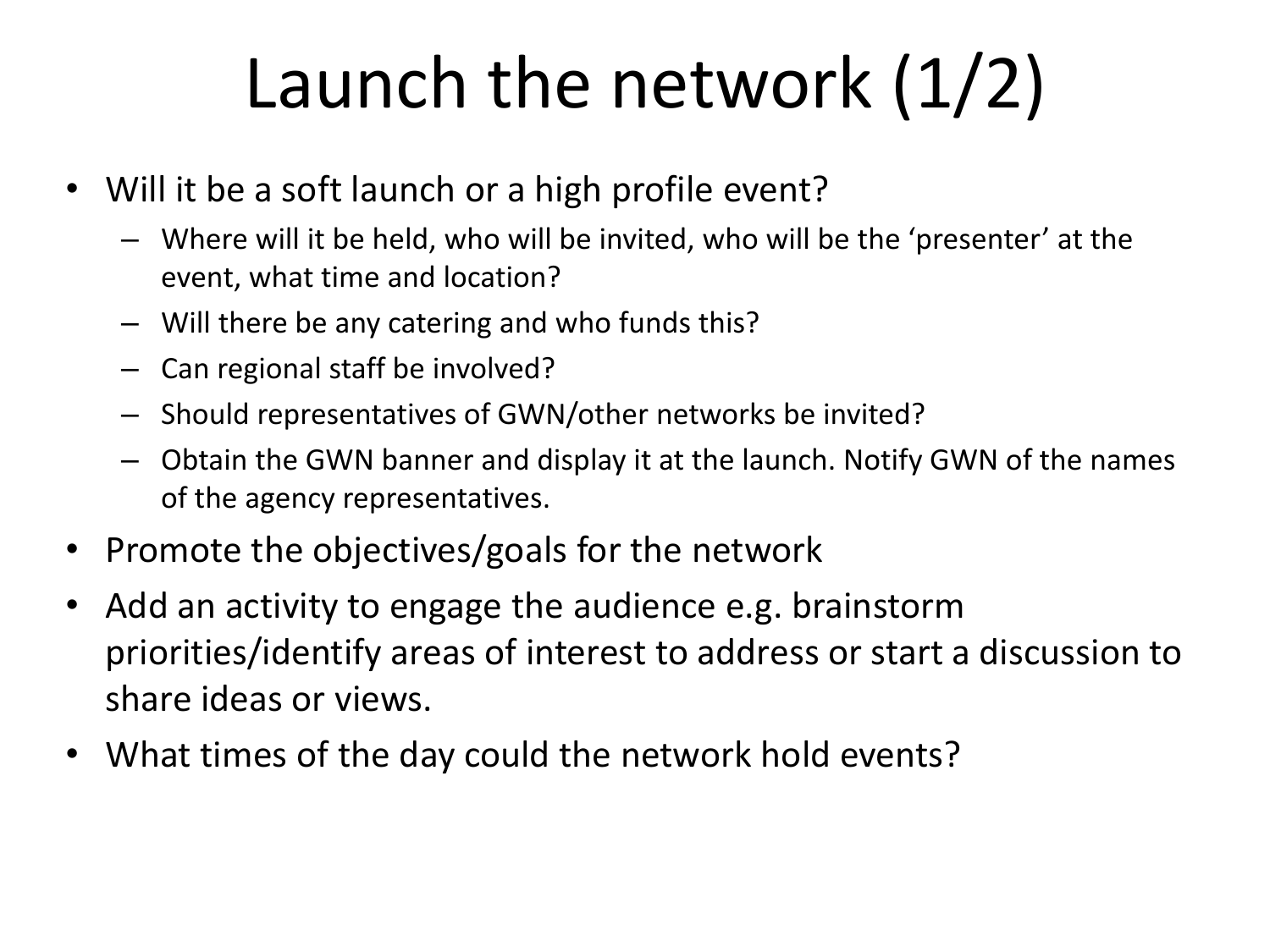# Launch the network (1/2)

- Will it be a soft launch or a high profile event?
  - Where will it be held, who will be invited, who will be the 'presenter' at the event, what time and location?
  - Will there be any catering and who funds this?
  - Can regional staff be involved?
  - Should representatives of GWN/other networks be invited?
  - Obtain the GWN banner and display it at the launch. Notify GWN of the names of the agency representatives.
- Promote the objectives/goals for the network
- Add an activity to engage the audience e.g. brainstorm priorities/identify areas of interest to address or start a discussion to share ideas or views.
- What times of the day could the network hold events?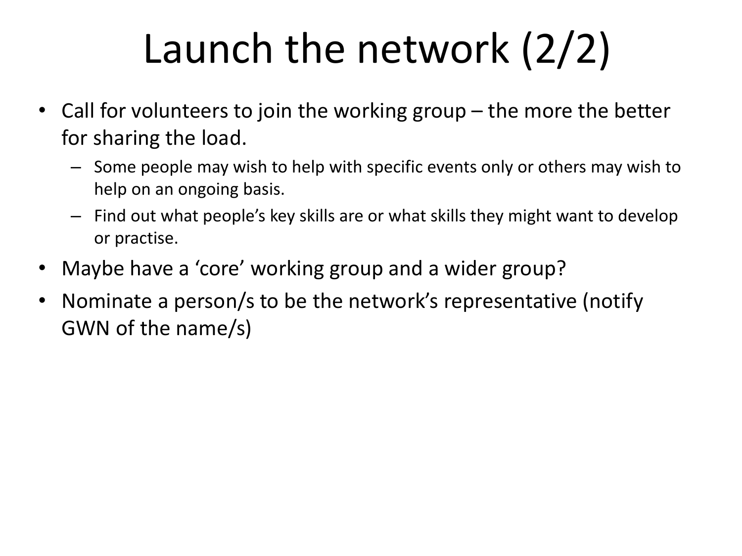# Launch the network (2/2)

- Call for volunteers to join the working group – the more the better for sharing the load.
  - Some people may wish to help with specific events only or others may wish to help on an ongoing basis.
  - Find out what people's key skills are or what skills they might want to develop or practise.
- Maybe have a 'core' working group and a wider group?
- Nominate a person/s to be the network's representative (notify GWN of the name/s)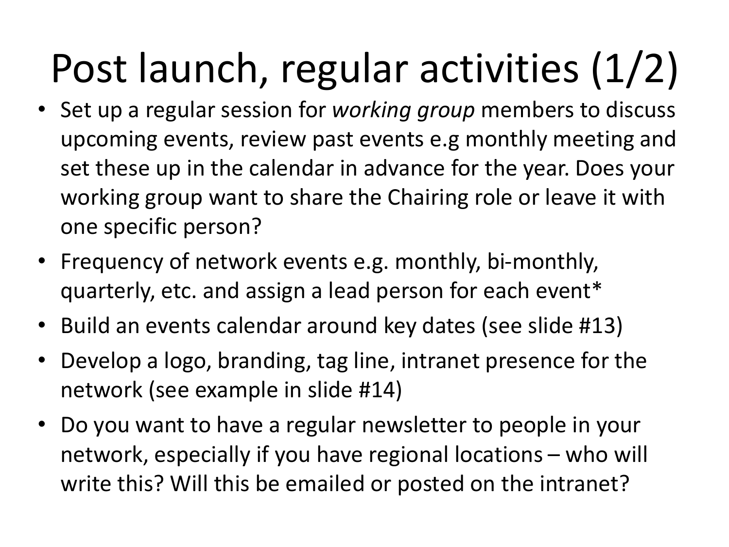# Post launch, regular activities (1/2)

- Set up a regular session for *working group* members to discuss upcoming events, review past events e.g monthly meeting and set these up in the calendar in advance for the year. Does your working group want to share the Chairing role or leave it with one specific person?
- Frequency of network events e.g. monthly, bi-monthly, quarterly, etc. and assign a lead person for each event*
- Build an events calendar around key dates (see slide #13)
- Develop a logo, branding, tag line, intranet presence for the network (see example in slide #14)
- Do you want to have a regular newsletter to people in your network, especially if you have regional locations – who will write this? Will this be emailed or posted on the intranet?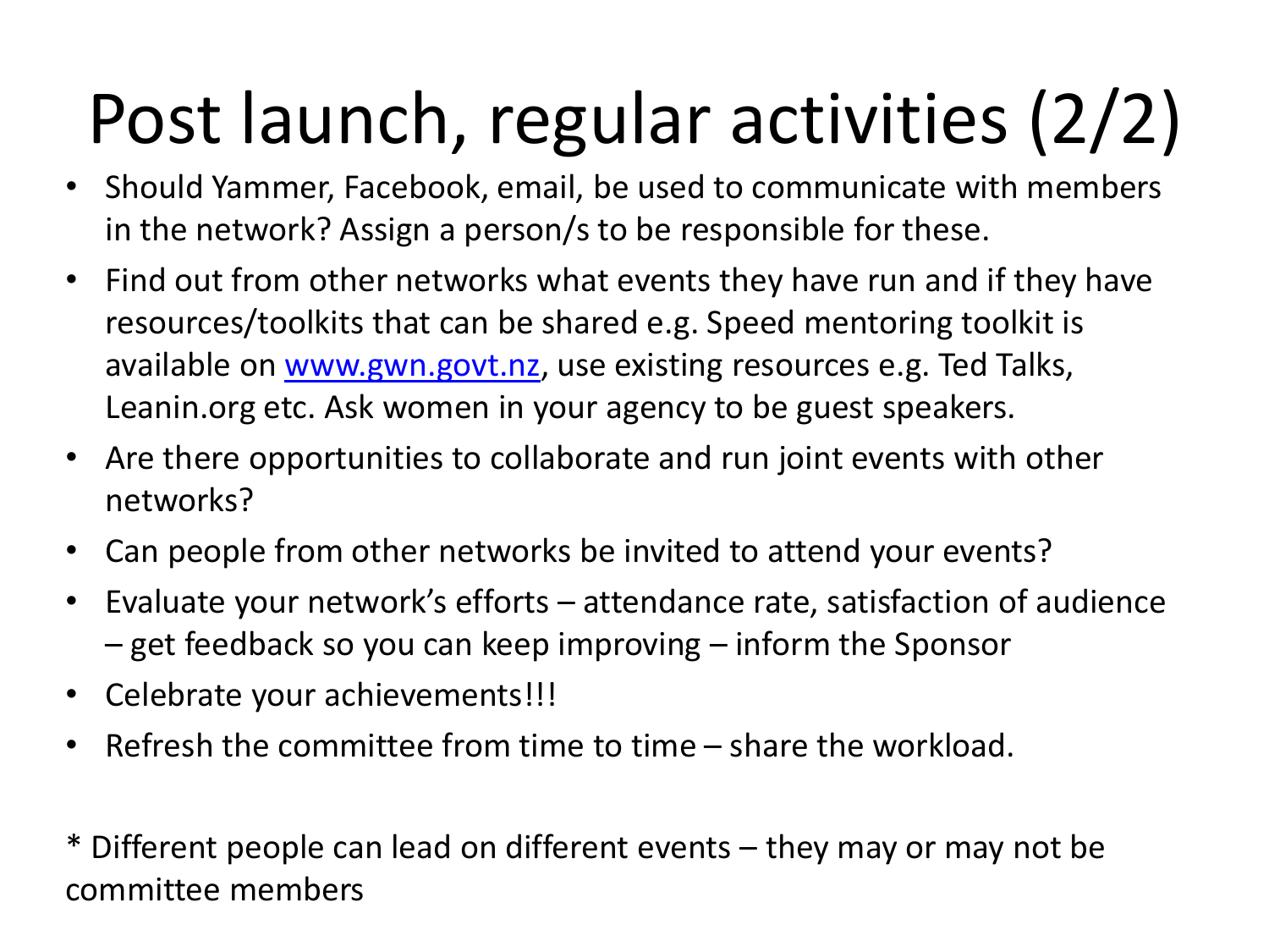# Post launch, regular activities (2/2)

- Should Yammer, Facebook, email, be used to communicate with members in the network? Assign a person/s to be responsible for these.
- Find out from other networks what events they have run and if they have resources/toolkits that can be shared e.g. Speed mentoring toolkit is available on [www.gwn.govt.nz](http://www.gwn.govt.nz), use existing resources e.g. Ted Talks, Leanin.org etc. Ask women in your agency to be guest speakers.
- Are there opportunities to collaborate and run joint events with other networks?
- Can people from other networks be invited to attend your events?
- Evaluate your network's efforts – attendance rate, satisfaction of audience – get feedback so you can keep improving – inform the Sponsor
- Celebrate your achievements!!!
- Refresh the committee from time to time – share the workload.

* Different people can lead on different events – they may or may not be committee members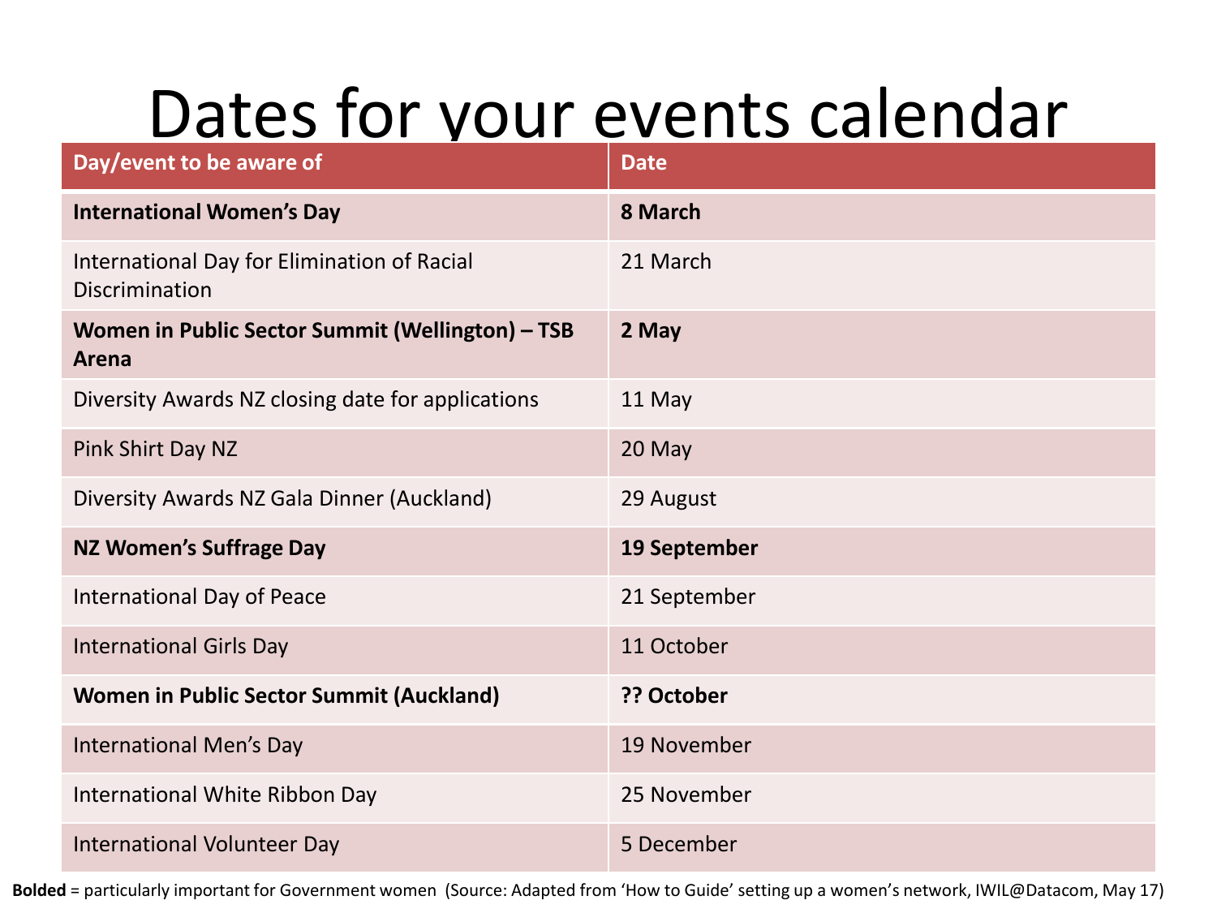# Dates for your events calendar

| Day/event to be aware of | Date |
|---|---|
| **International Women's Day** | **8 March** |
| International Day for Elimination of Racial Discrimination | 21 March |
| **Women in Public Sector Summit (Wellington) – TSB Arena** | **2 May** |
| Diversity Awards NZ closing date for applications | 11 May |
| Pink Shirt Day NZ | 20 May |
| Diversity Awards NZ Gala Dinner (Auckland) | 29 August |
| **NZ Women's Suffrage Day** | **19 September** |
| International Day of Peace | 21 September |
| International Girls Day | 11 October |
| **Women in Public Sector Summit (Auckland)** | **?? October** |
| International Men's Day | 19 November |
| International White Ribbon Day | 25 November |
| International Volunteer Day | 5 December |

**Bolded** = particularly important for Government women (Source: Adapted from 'How to Guide' setting up a women's network, IWIL@Datacom, May 17)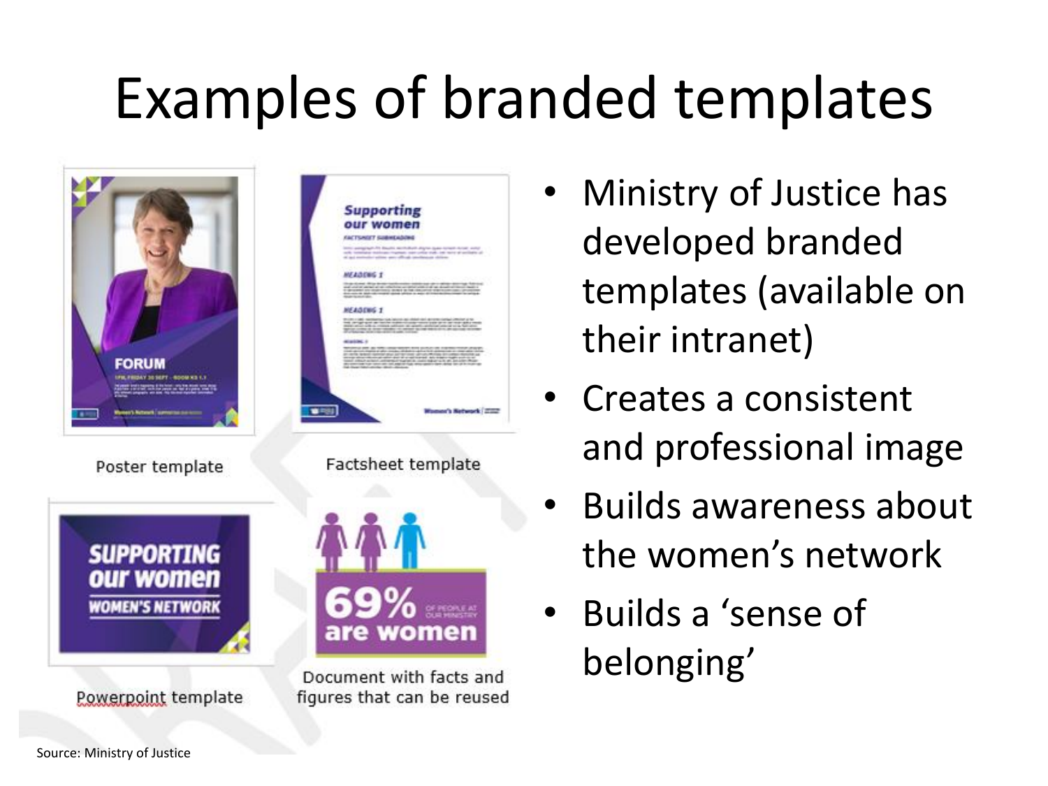# Examples of branded templates

Poster template

Factsheet template

Powerpoint template

Document with facts and figures that can be reused

- Ministry of Justice has developed branded templates (available on their intranet)
- Creates a consistent and professional image
- Builds awareness about the women's network
- Builds a 'sense of belonging'

Source: Ministry of Justice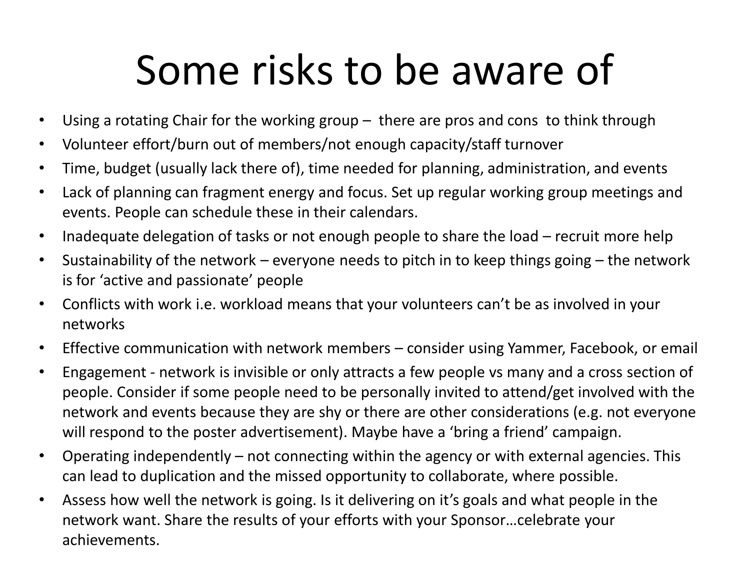# Some risks to be aware of

- Using a rotating Chair for the working group – there are pros and cons to think through
- Volunteer effort/burn out of members/not enough capacity/staff turnover
- Time, budget (usually lack there of), time needed for planning, administration, and events
- Lack of planning can fragment energy and focus. Set up regular working group meetings and events. People can schedule these in their calendars.
- Inadequate delegation of tasks or not enough people to share the load – recruit more help
- Sustainability of the network – everyone needs to pitch in to keep things going – the network is for 'active and passionate' people
- Conflicts with work i.e. workload means that your volunteers can't be as involved in your networks
- Effective communication with network members – consider using Yammer, Facebook, or email
- Engagement - network is invisible or only attracts a few people vs many and a cross section of people. Consider if some people need to be personally invited to attend/get involved with the network and events because they are shy or there are other considerations (e.g. not everyone will respond to the poster advertisement). Maybe have a 'bring a friend' campaign.
- Operating independently – not connecting within the agency or with external agencies. This can lead to duplication and the missed opportunity to collaborate, where possible.
- Assess how well the network is going. Is it delivering on it's goals and what people in the network want. Share the results of your efforts with your Sponsor…celebrate your achievements.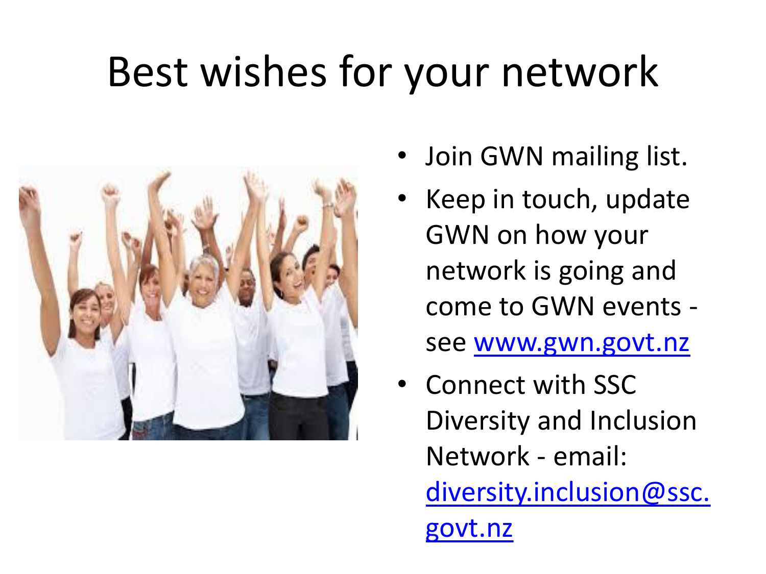# Best wishes for your network

- Join GWN mailing list.
- Keep in touch, update GWN on how your network is going and come to GWN events - see [www.gwn.govt.nz](http://www.gwn.govt.nz)
- Connect with SSC Diversity and Inclusion Network - email: [diversity.inclusion@ssc.govt.nz](mailto:diversity.inclusion@ssc.govt.nz)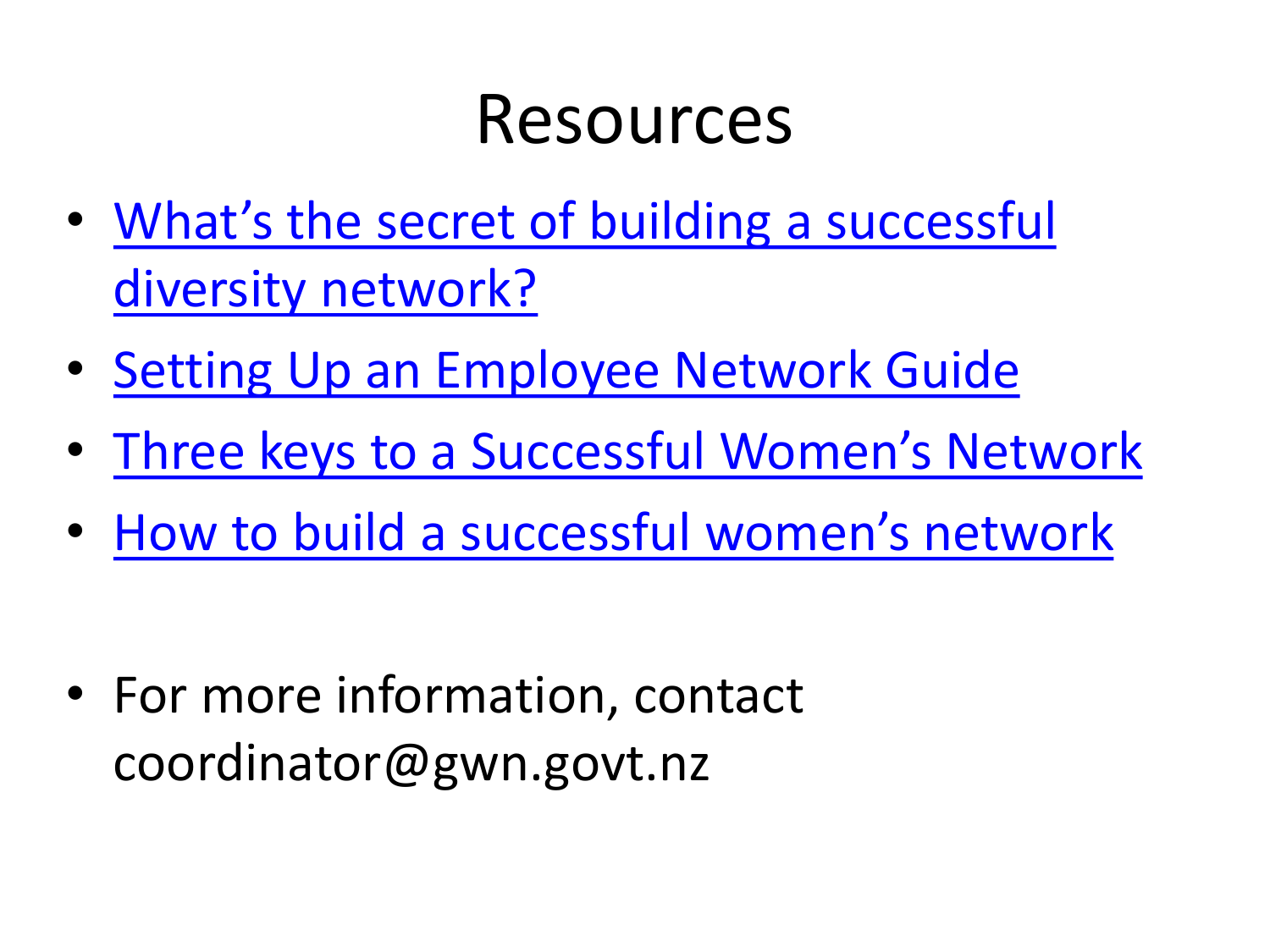# Resources

- What's the secret of building a successful diversity network?
- Setting Up an Employee Network Guide
- Three keys to a Successful Women's Network
- How to build a successful women's network

- For more information, contact coordinator@gwn.govt.nz